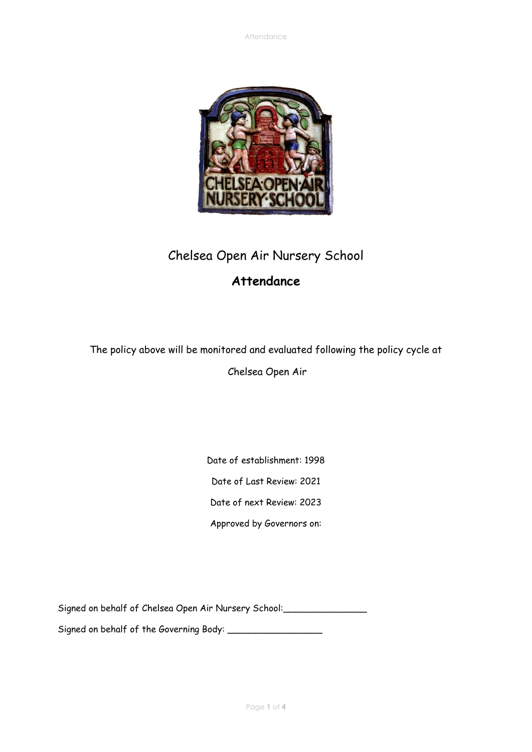# Chelsea Open Air Nursery School

## **Attendance**

The policy above will be monitored and evaluated following the policy cycle at Chelsea Open Air

Date of establishment: 1998

Date of Last Review: 2021

Date of next Review: 2023

Approved by Governors on:

Signed on behalf of Chelsea Open Air Nursery School:_______________

Signed on behalf of the Governing Body: _________________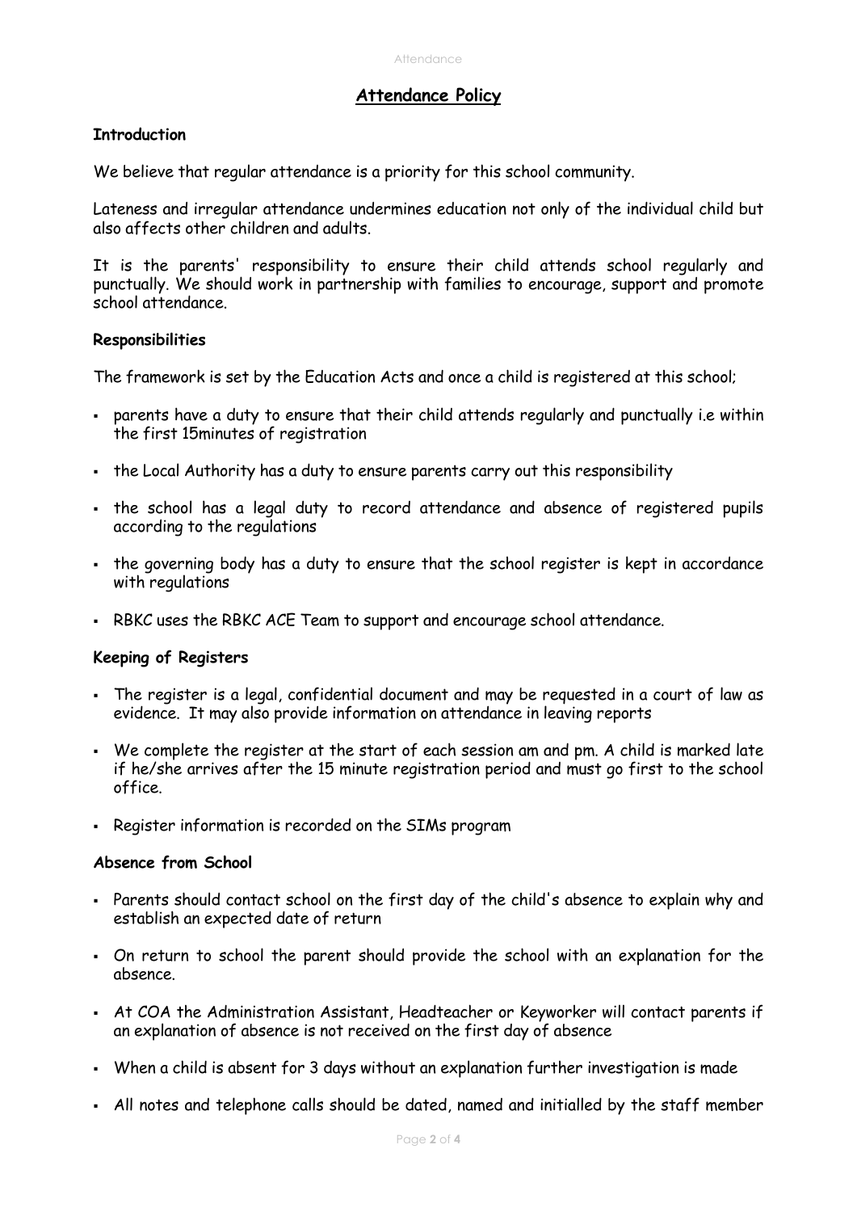## Attendance Policy

### Introduction

We believe that regular attendance is a priority for this school community.

Lateness and irregular attendance undermines education not only of the individual child but also affects other children and adults.

It is the parents' responsibility to ensure their child attends school regularly and punctually. We should work in partnership with families to encourage, support and promote school attendance.

### Responsibilities

The framework is set by the Education Acts and once a child is registered at this school;

- parents have a duty to ensure that their child attends regularly and punctually i.e within the first 15minutes of registration
- the Local Authority has a duty to ensure parents carry out this responsibility
- the school has a legal duty to record attendance and absence of registered pupils according to the regulations
- the governing body has a duty to ensure that the school register is kept in accordance with regulations
- RBKC uses the RBKC ACE Team to support and encourage school attendance.

### Keeping of Registers

- The register is a legal, confidential document and may be requested in a court of law as evidence. It may also provide information on attendance in leaving reports
- We complete the register at the start of each session am and pm. A child is marked late if he/she arrives after the 15 minute registration period and must go first to the school office.
- Register information is recorded on the SIMs program

### Absence from School

- Parents should contact school on the first day of the child's absence to explain why and establish an expected date of return
- On return to school the parent should provide the school with an explanation for the absence.
- At COA the Administration Assistant, Headteacher or Keyworker will contact parents if an explanation of absence is not received on the first day of absence
- When a child is absent for 3 days without an explanation further investigation is made
- All notes and telephone calls should be dated, named and initialled by the staff member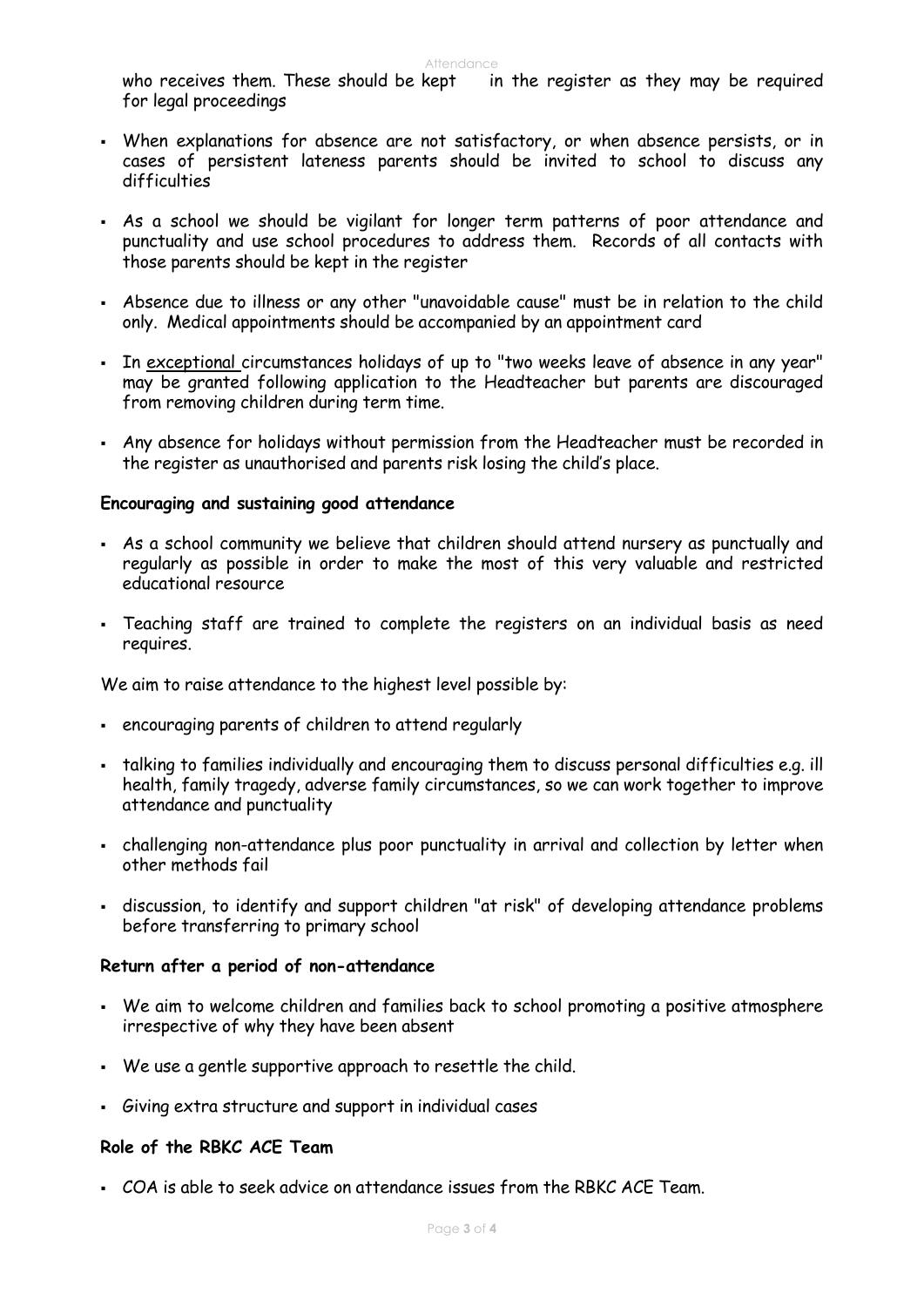who receives them. These should be kept in the register as they may be required for legal proceedings

- When explanations for absence are not satisfactory, or when absence persists, or in cases of persistent lateness parents should be invited to school to discuss any difficulties
- As a school we should be vigilant for longer term patterns of poor attendance and punctuality and use school procedures to address them. Records of all contacts with those parents should be kept in the register
- Absence due to illness or any other "unavoidable cause" must be in relation to the child only. Medical appointments should be accompanied by an appointment card
- In exceptional circumstances holidays of up to "two weeks leave of absence in any year" may be granted following application to the Headteacher but parents are discouraged from removing children during term time.
- Any absence for holidays without permission from the Headteacher must be recorded in the register as unauthorised and parents risk losing the child's place.

**Encouraging and sustaining good attendance**

- As a school community we believe that children should attend nursery as punctually and regularly as possible in order to make the most of this very valuable and restricted educational resource
- Teaching staff are trained to complete the registers on an individual basis as need requires.

We aim to raise attendance to the highest level possible by:

- encouraging parents of children to attend regularly
- talking to families individually and encouraging them to discuss personal difficulties e.g. ill health, family tragedy, adverse family circumstances, so we can work together to improve attendance and punctuality
- challenging non-attendance plus poor punctuality in arrival and collection by letter when other methods fail
- discussion, to identify and support children "at risk" of developing attendance problems before transferring to primary school

**Return after a period of non-attendance**

- We aim to welcome children and families back to school promoting a positive atmosphere irrespective of why they have been absent
- We use a gentle supportive approach to resettle the child.
- Giving extra structure and support in individual cases

**Role of the RBKC ACE Team**

- COA is able to seek advice on attendance issues from the RBKC ACE Team.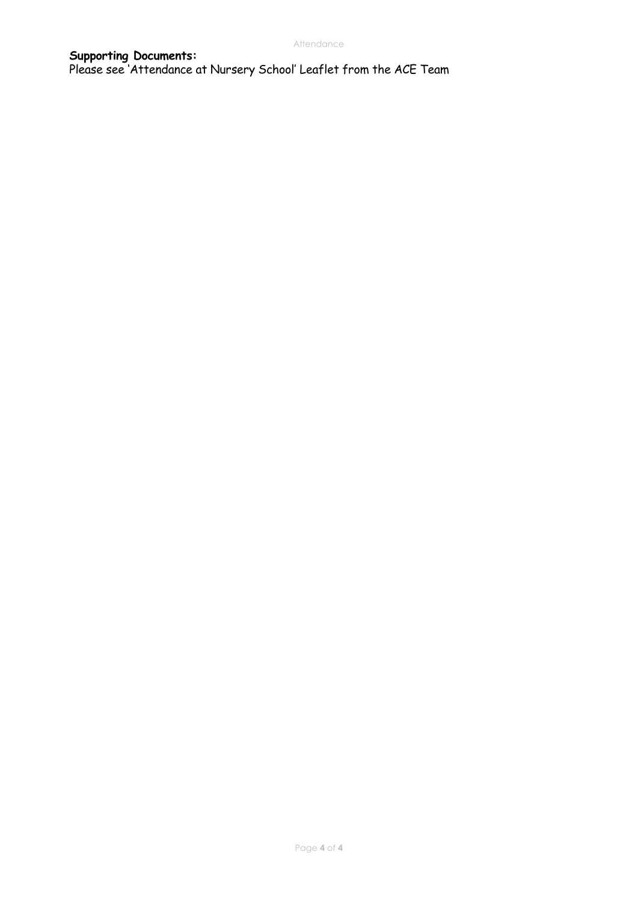**Supporting Documents:**

Please see 'Attendance at Nursery School' Leaflet from the ACE Team